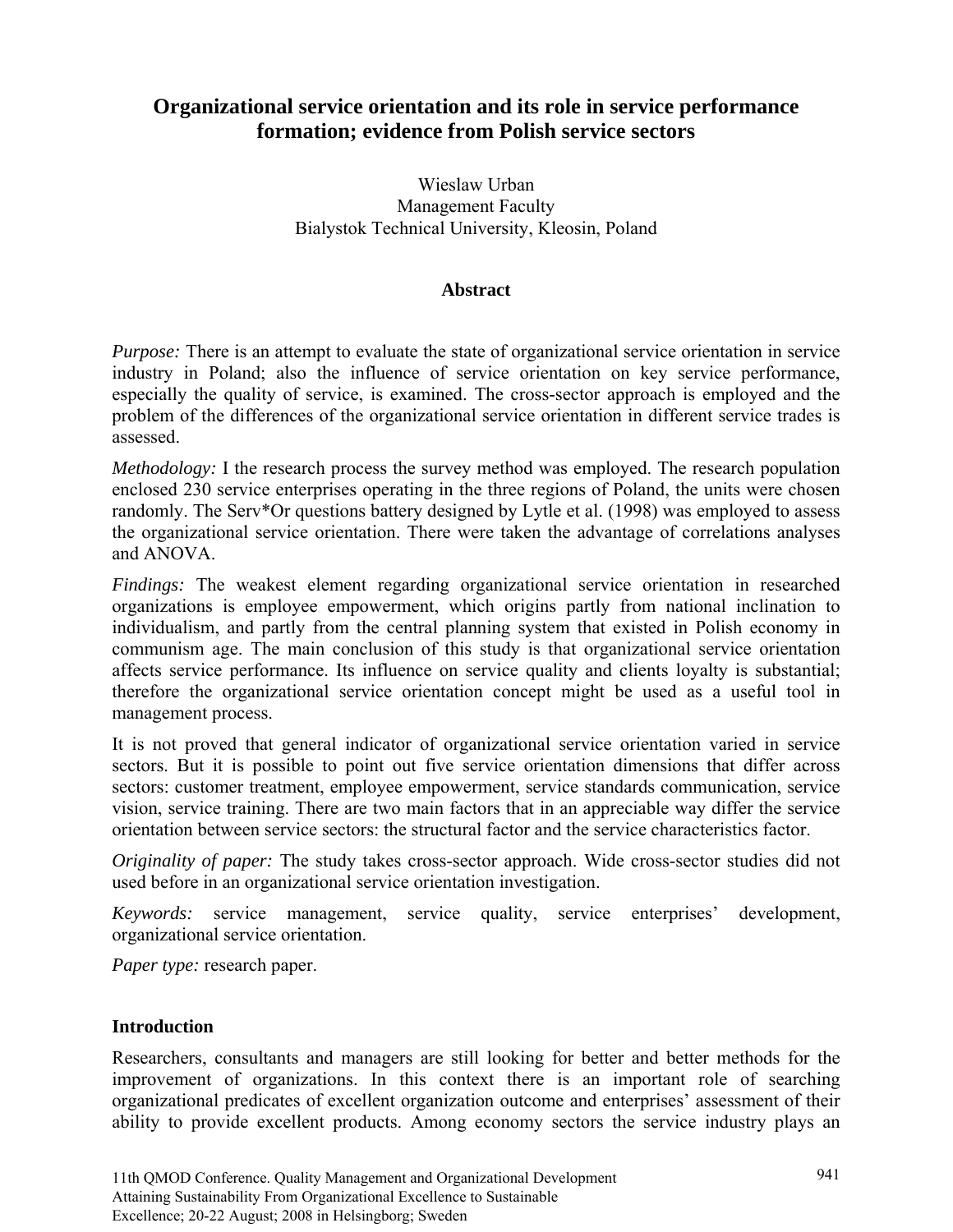# Organizational service orientation and its role in service performance formation; evidence from Polish service sectors

Wieslaw Urban
Management Faculty
Bialystok Technical University, Kleosin, Poland

**Abstract**

*Purpose:* There is an attempt to evaluate the state of organizational service orientation in service industry in Poland; also the influence of service orientation on key service performance, especially the quality of service, is examined. The cross-sector approach is employed and the problem of the differences of the organizational service orientation in different service trades is assessed.

*Methodology:* I the research process the survey method was employed. The research population enclosed 230 service enterprises operating in the three regions of Poland, the units were chosen randomly. The Serv*Or questions battery designed by Lytle et al. (1998) was employed to assess the organizational service orientation. There were taken the advantage of correlations analyses and ANOVA.

*Findings:* The weakest element regarding organizational service orientation in researched organizations is employee empowerment, which origins partly from national inclination to individualism, and partly from the central planning system that existed in Polish economy in communism age. The main conclusion of this study is that organizational service orientation affects service performance. Its influence on service quality and clients loyalty is substantial; therefore the organizational service orientation concept might be used as a useful tool in management process.

It is not proved that general indicator of organizational service orientation varied in service sectors. But it is possible to point out five service orientation dimensions that differ across sectors: customer treatment, employee empowerment, service standards communication, service vision, service training. There are two main factors that in an appreciable way differ the service orientation between service sectors: the structural factor and the service characteristics factor.

*Originality of paper:* The study takes cross-sector approach. Wide cross-sector studies did not used before in an organizational service orientation investigation.

*Keywords:* service management, service quality, service enterprises' development, organizational service orientation.

*Paper type:* research paper.

## Introduction

Researchers, consultants and managers are still looking for better and better methods for the improvement of organizations. In this context there is an important role of searching organizational predicates of excellent organization outcome and enterprises' assessment of their ability to provide excellent products. Among economy sectors the service industry plays an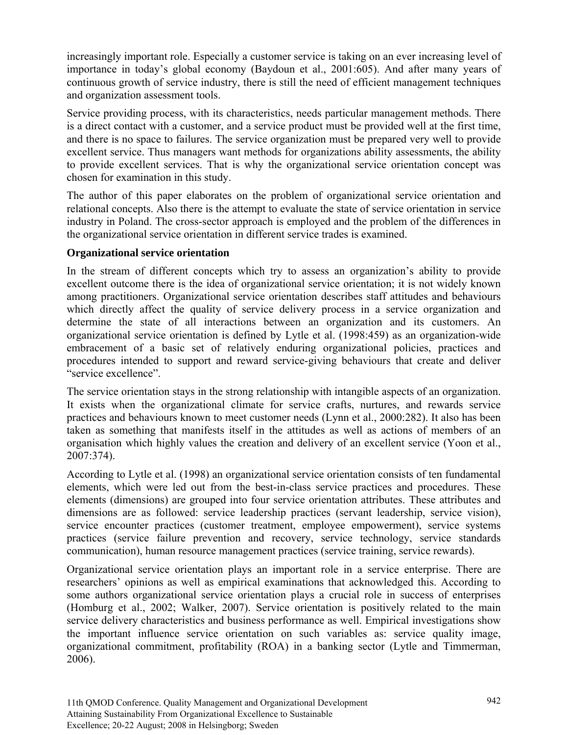increasingly important role. Especially a customer service is taking on an ever increasing level of importance in today's global economy (Baydoun et al., 2001:605). And after many years of continuous growth of service industry, there is still the need of efficient management techniques and organization assessment tools.

Service providing process, with its characteristics, needs particular management methods. There is a direct contact with a customer, and a service product must be provided well at the first time, and there is no space to failures. The service organization must be prepared very well to provide excellent service. Thus managers want methods for organizations ability assessments, the ability to provide excellent services. That is why the organizational service orientation concept was chosen for examination in this study.

The author of this paper elaborates on the problem of organizational service orientation and relational concepts. Also there is the attempt to evaluate the state of service orientation in service industry in Poland. The cross-sector approach is employed and the problem of the differences in the organizational service orientation in different service trades is examined.

## Organizational service orientation

In the stream of different concepts which try to assess an organization's ability to provide excellent outcome there is the idea of organizational service orientation; it is not widely known among practitioners. Organizational service orientation describes staff attitudes and behaviours which directly affect the quality of service delivery process in a service organization and determine the state of all interactions between an organization and its customers. An organizational service orientation is defined by Lytle et al. (1998:459) as an organization-wide embracement of a basic set of relatively enduring organizational policies, practices and procedures intended to support and reward service-giving behaviours that create and deliver "service excellence".

The service orientation stays in the strong relationship with intangible aspects of an organization. It exists when the organizational climate for service crafts, nurtures, and rewards service practices and behaviours known to meet customer needs (Lynn et al., 2000:282). It also has been taken as something that manifests itself in the attitudes as well as actions of members of an organisation which highly values the creation and delivery of an excellent service (Yoon et al., 2007:374).

According to Lytle et al. (1998) an organizational service orientation consists of ten fundamental elements, which were led out from the best-in-class service practices and procedures. These elements (dimensions) are grouped into four service orientation attributes. These attributes and dimensions are as followed: service leadership practices (servant leadership, service vision), service encounter practices (customer treatment, employee empowerment), service systems practices (service failure prevention and recovery, service technology, service standards communication), human resource management practices (service training, service rewards).

Organizational service orientation plays an important role in a service enterprise. There are researchers' opinions as well as empirical examinations that acknowledged this. According to some authors organizational service orientation plays a crucial role in success of enterprises (Homburg et al., 2002; Walker, 2007). Service orientation is positively related to the main service delivery characteristics and business performance as well. Empirical investigations show the important influence service orientation on such variables as: service quality image, organizational commitment, profitability (ROA) in a banking sector (Lytle and Timmerman, 2006).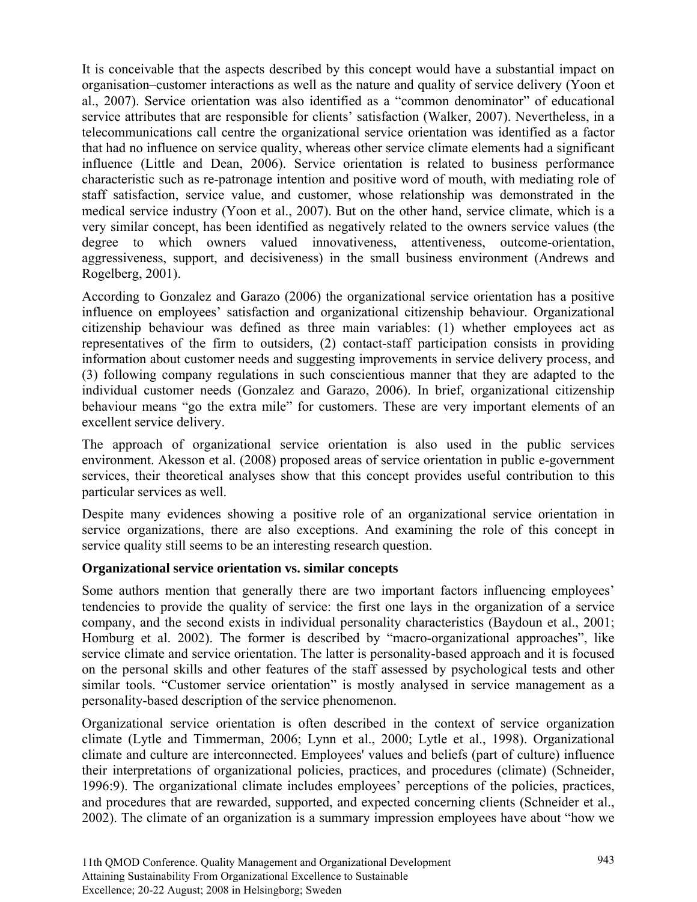It is conceivable that the aspects described by this concept would have a substantial impact on organisation–customer interactions as well as the nature and quality of service delivery (Yoon et al., 2007). Service orientation was also identified as a "common denominator" of educational service attributes that are responsible for clients' satisfaction (Walker, 2007). Nevertheless, in a telecommunications call centre the organizational service orientation was identified as a factor that had no influence on service quality, whereas other service climate elements had a significant influence (Little and Dean, 2006). Service orientation is related to business performance characteristic such as re-patronage intention and positive word of mouth, with mediating role of staff satisfaction, service value, and customer, whose relationship was demonstrated in the medical service industry (Yoon et al., 2007). But on the other hand, service climate, which is a very similar concept, has been identified as negatively related to the owners service values (the degree to which owners valued innovativeness, attentiveness, outcome-orientation, aggressiveness, support, and decisiveness) in the small business environment (Andrews and Rogelberg, 2001).

According to Gonzalez and Garazo (2006) the organizational service orientation has a positive influence on employees' satisfaction and organizational citizenship behaviour. Organizational citizenship behaviour was defined as three main variables: (1) whether employees act as representatives of the firm to outsiders, (2) contact-staff participation consists in providing information about customer needs and suggesting improvements in service delivery process, and (3) following company regulations in such conscientious manner that they are adapted to the individual customer needs (Gonzalez and Garazo, 2006). In brief, organizational citizenship behaviour means "go the extra mile" for customers. These are very important elements of an excellent service delivery.

The approach of organizational service orientation is also used in the public services environment. Akesson et al. (2008) proposed areas of service orientation in public e-government services, their theoretical analyses show that this concept provides useful contribution to this particular services as well.

Despite many evidences showing a positive role of an organizational service orientation in service organizations, there are also exceptions. And examining the role of this concept in service quality still seems to be an interesting research question.

**Organizational service orientation vs. similar concepts**

Some authors mention that generally there are two important factors influencing employees' tendencies to provide the quality of service: the first one lays in the organization of a service company, and the second exists in individual personality characteristics (Baydoun et al., 2001; Homburg et al. 2002). The former is described by "macro-organizational approaches", like service climate and service orientation. The latter is personality-based approach and it is focused on the personal skills and other features of the staff assessed by psychological tests and other similar tools. "Customer service orientation" is mostly analysed in service management as a personality-based description of the service phenomenon.

Organizational service orientation is often described in the context of service organization climate (Lytle and Timmerman, 2006; Lynn et al., 2000; Lytle et al., 1998). Organizational climate and culture are interconnected. Employees' values and beliefs (part of culture) influence their interpretations of organizational policies, practices, and procedures (climate) (Schneider, 1996:9). The organizational climate includes employees' perceptions of the policies, practices, and procedures that are rewarded, supported, and expected concerning clients (Schneider et al., 2002). The climate of an organization is a summary impression employees have about "how we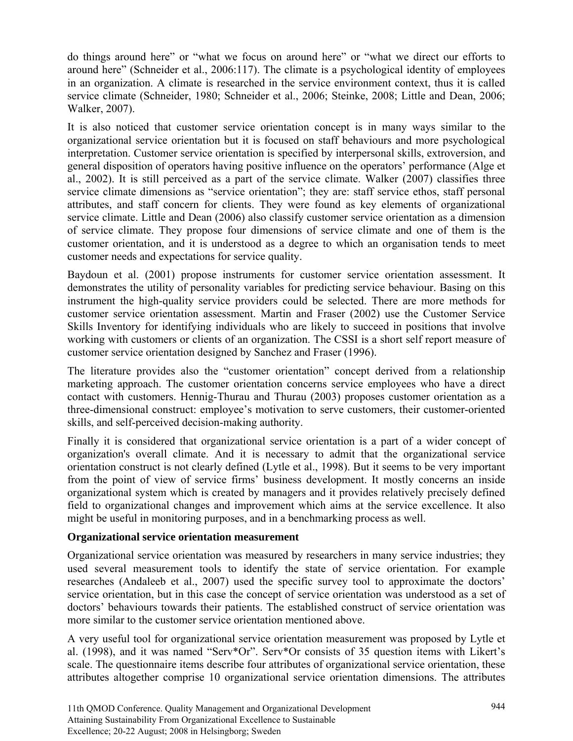do things around here" or "what we focus on around here" or "what we direct our efforts to around here" (Schneider et al., 2006:117). The climate is a psychological identity of employees in an organization. A climate is researched in the service environment context, thus it is called service climate (Schneider, 1980; Schneider et al., 2006; Steinke, 2008; Little and Dean, 2006; Walker, 2007).

It is also noticed that customer service orientation concept is in many ways similar to the organizational service orientation but it is focused on staff behaviours and more psychological interpretation. Customer service orientation is specified by interpersonal skills, extroversion, and general disposition of operators having positive influence on the operators' performance (Alge et al., 2002). It is still perceived as a part of the service climate. Walker (2007) classifies three service climate dimensions as "service orientation"; they are: staff service ethos, staff personal attributes, and staff concern for clients. They were found as key elements of organizational service climate. Little and Dean (2006) also classify customer service orientation as a dimension of service climate. They propose four dimensions of service climate and one of them is the customer orientation, and it is understood as a degree to which an organisation tends to meet customer needs and expectations for service quality.

Baydoun et al. (2001) propose instruments for customer service orientation assessment. It demonstrates the utility of personality variables for predicting service behaviour. Basing on this instrument the high-quality service providers could be selected. There are more methods for customer service orientation assessment. Martin and Fraser (2002) use the Customer Service Skills Inventory for identifying individuals who are likely to succeed in positions that involve working with customers or clients of an organization. The CSSI is a short self report measure of customer service orientation designed by Sanchez and Fraser (1996).

The literature provides also the "customer orientation" concept derived from a relationship marketing approach. The customer orientation concerns service employees who have a direct contact with customers. Hennig-Thurau and Thurau (2003) proposes customer orientation as a three-dimensional construct: employee's motivation to serve customers, their customer-oriented skills, and self-perceived decision-making authority.

Finally it is considered that organizational service orientation is a part of a wider concept of organization's overall climate. And it is necessary to admit that the organizational service orientation construct is not clearly defined (Lytle et al., 1998). But it seems to be very important from the point of view of service firms' business development. It mostly concerns an inside organizational system which is created by managers and it provides relatively precisely defined field to organizational changes and improvement which aims at the service excellence. It also might be useful in monitoring purposes, and in a benchmarking process as well.

**Organizational service orientation measurement**

Organizational service orientation was measured by researchers in many service industries; they used several measurement tools to identify the state of service orientation. For example researches (Andaleeb et al., 2007) used the specific survey tool to approximate the doctors' service orientation, but in this case the concept of service orientation was understood as a set of doctors' behaviours towards their patients. The established construct of service orientation was more similar to the customer service orientation mentioned above.

A very useful tool for organizational service orientation measurement was proposed by Lytle et al. (1998), and it was named "Serv*Or". Serv*Or consists of 35 question items with Likert's scale. The questionnaire items describe four attributes of organizational service orientation, these attributes altogether comprise 10 organizational service orientation dimensions. The attributes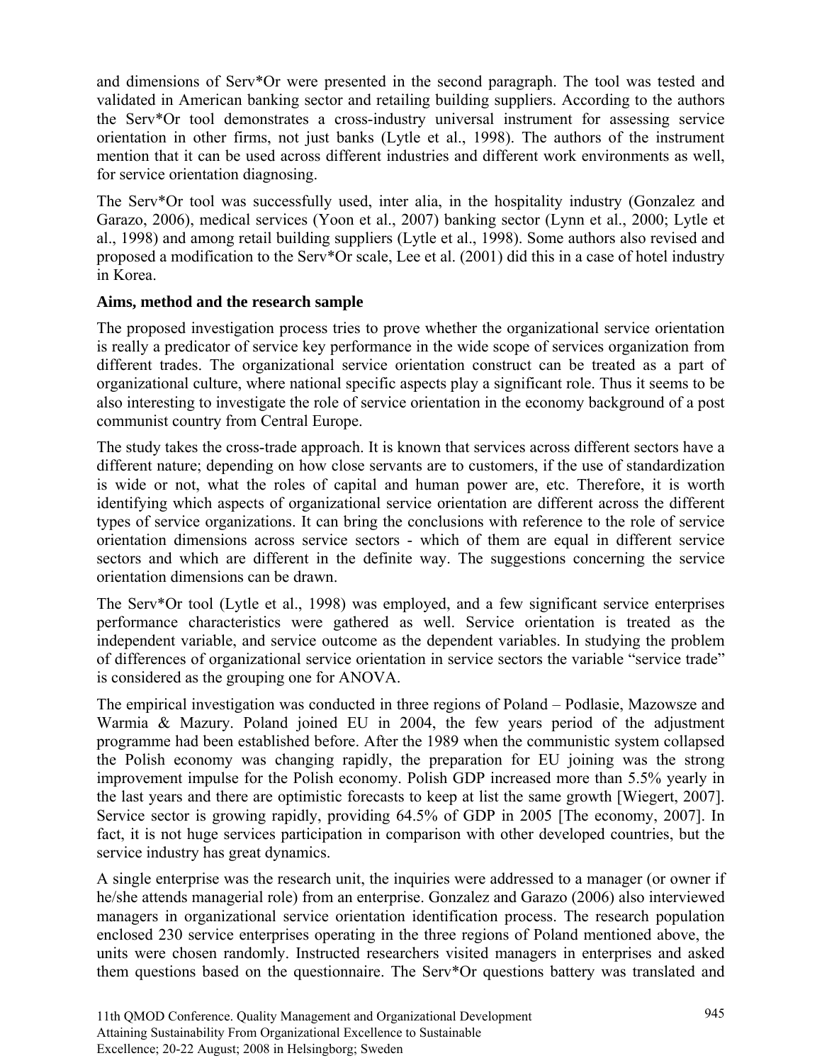and dimensions of Serv*Or were presented in the second paragraph. The tool was tested and validated in American banking sector and retailing building suppliers. According to the authors the Serv*Or tool demonstrates a cross-industry universal instrument for assessing service orientation in other firms, not just banks (Lytle et al., 1998). The authors of the instrument mention that it can be used across different industries and different work environments as well, for service orientation diagnosing.

The Serv*Or tool was successfully used, inter alia, in the hospitality industry (Gonzalez and Garazo, 2006), medical services (Yoon et al., 2007) banking sector (Lynn et al., 2000; Lytle et al., 1998) and among retail building suppliers (Lytle et al., 1998). Some authors also revised and proposed a modification to the Serv*Or scale, Lee et al. (2001) did this in a case of hotel industry in Korea.

**Aims, method and the research sample**

The proposed investigation process tries to prove whether the organizational service orientation is really a predicator of service key performance in the wide scope of services organization from different trades. The organizational service orientation construct can be treated as a part of organizational culture, where national specific aspects play a significant role. Thus it seems to be also interesting to investigate the role of service orientation in the economy background of a post communist country from Central Europe.

The study takes the cross-trade approach. It is known that services across different sectors have a different nature; depending on how close servants are to customers, if the use of standardization is wide or not, what the roles of capital and human power are, etc. Therefore, it is worth identifying which aspects of organizational service orientation are different across the different types of service organizations. It can bring the conclusions with reference to the role of service orientation dimensions across service sectors - which of them are equal in different service sectors and which are different in the definite way. The suggestions concerning the service orientation dimensions can be drawn.

The Serv*Or tool (Lytle et al., 1998) was employed, and a few significant service enterprises performance characteristics were gathered as well. Service orientation is treated as the independent variable, and service outcome as the dependent variables. In studying the problem of differences of organizational service orientation in service sectors the variable "service trade" is considered as the grouping one for ANOVA.

The empirical investigation was conducted in three regions of Poland – Podlasie, Mazowsze and Warmia & Mazury. Poland joined EU in 2004, the few years period of the adjustment programme had been established before. After the 1989 when the communistic system collapsed the Polish economy was changing rapidly, the preparation for EU joining was the strong improvement impulse for the Polish economy. Polish GDP increased more than 5.5% yearly in the last years and there are optimistic forecasts to keep at list the same growth [Wiegert, 2007]. Service sector is growing rapidly, providing 64.5% of GDP in 2005 [The economy, 2007]. In fact, it is not huge services participation in comparison with other developed countries, but the service industry has great dynamics.

A single enterprise was the research unit, the inquiries were addressed to a manager (or owner if he/she attends managerial role) from an enterprise. Gonzalez and Garazo (2006) also interviewed managers in organizational service orientation identification process. The research population enclosed 230 service enterprises operating in the three regions of Poland mentioned above, the units were chosen randomly. Instructed researchers visited managers in enterprises and asked them questions based on the questionnaire. The Serv*Or questions battery was translated and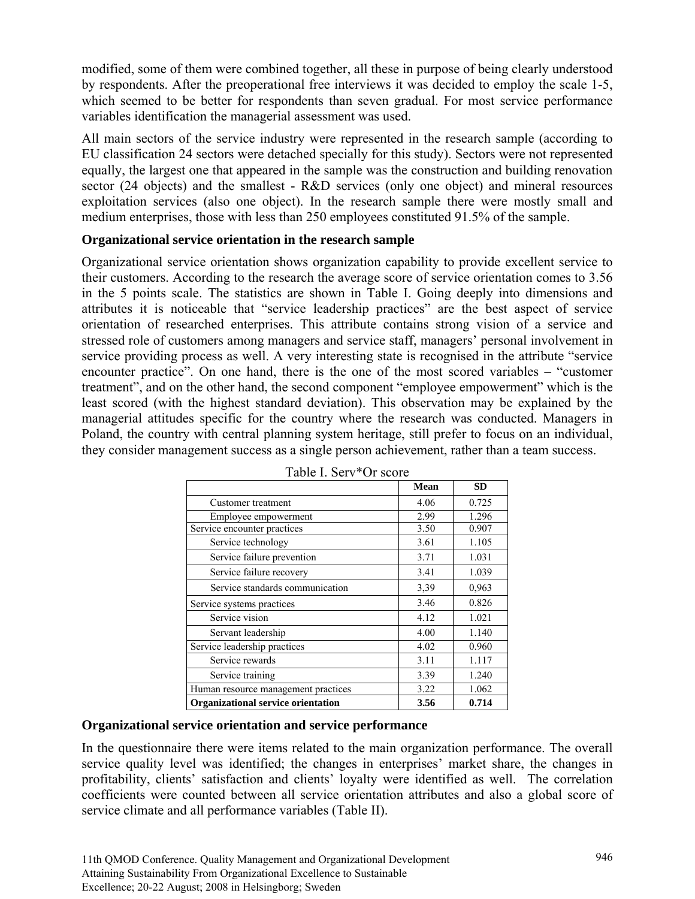modified, some of them were combined together, all these in purpose of being clearly understood by respondents. After the preoperational free interviews it was decided to employ the scale 1-5, which seemed to be better for respondents than seven gradual. For most service performance variables identification the managerial assessment was used.

All main sectors of the service industry were represented in the research sample (according to EU classification 24 sectors were detached specially for this study). Sectors were not represented equally, the largest one that appeared in the sample was the construction and building renovation sector (24 objects) and the smallest - R&D services (only one object) and mineral resources exploitation services (also one object). In the research sample there were mostly small and medium enterprises, those with less than 250 employees constituted 91.5% of the sample.

### Organizational service orientation in the research sample

Organizational service orientation shows organization capability to provide excellent service to their customers. According to the research the average score of service orientation comes to 3.56 in the 5 points scale. The statistics are shown in Table I. Going deeply into dimensions and attributes it is noticeable that "service leadership practices" are the best aspect of service orientation of researched enterprises. This attribute contains strong vision of a service and stressed role of customers among managers and service staff, managers' personal involvement in service providing process as well. A very interesting state is recognised in the attribute "service encounter practice". On one hand, there is the one of the most scored variables – "customer treatment", and on the other hand, the second component "employee empowerment" which is the least scored (with the highest standard deviation). This observation may be explained by the managerial attitudes specific for the country where the research was conducted. Managers in Poland, the country with central planning system heritage, still prefer to focus on an individual, they consider management success as a single person achievement, rather than a team success.

Table I. Serv*Or score

| | Mean | SD |
|---|---|---|
| Customer treatment | 4.06 | 0.725 |
| Employee empowerment | 2.99 | 1.296 |
| Service encounter practices | 3.50 | 0.907 |
| Service technology | 3.61 | 1.105 |
| Service failure prevention | 3.71 | 1.031 |
| Service failure recovery | 3.41 | 1.039 |
| Service standards communication | 3,39 | 0,963 |
| Service systems practices | 3.46 | 0.826 |
| Service vision | 4.12 | 1.021 |
| Servant leadership | 4.00 | 1.140 |
| Service leadership practices | 4.02 | 0.960 |
| Service rewards | 3.11 | 1.117 |
| Service training | 3.39 | 1.240 |
| Human resource management practices | 3.22 | 1.062 |
| **Organizational service orientation** | **3.56** | **0.714** |

### Organizational service orientation and service performance

In the questionnaire there were items related to the main organization performance. The overall service quality level was identified; the changes in enterprises' market share, the changes in profitability, clients' satisfaction and clients' loyalty were identified as well. The correlation coefficients were counted between all service orientation attributes and also a global score of service climate and all performance variables (Table II).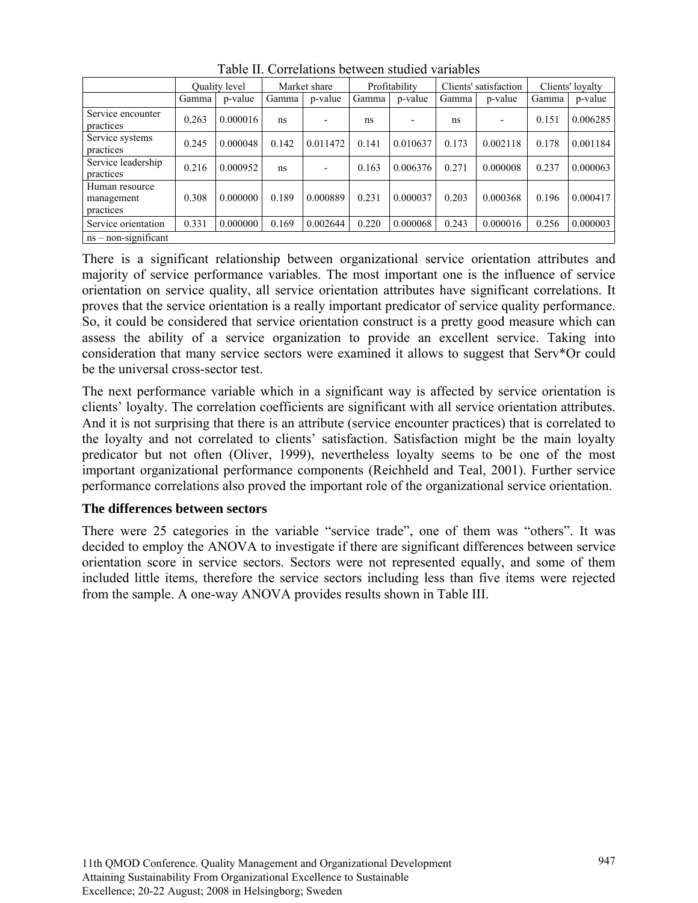Table II. Correlations between studied variables

| | Quality level | | Market share | | Profitability | | Clients' satisfaction | | Clients' loyalty | |
|---|---|---|---|---|---|---|---|---|---|---|
| | Gamma | p-value | Gamma | p-value | Gamma | p-value | Gamma | p-value | Gamma | p-value |
| Service encounter practices | 0,263 | 0.000016 | ns | - | ns | - | ns | - | 0.151 | 0.006285 |
| Service systems practices | 0.245 | 0.000048 | 0.142 | 0.011472 | 0.141 | 0.010637 | 0.173 | 0.002118 | 0.178 | 0.001184 |
| Service leadership practices | 0.216 | 0.000952 | ns | - | 0.163 | 0.006376 | 0.271 | 0.000008 | 0.237 | 0.000063 |
| Human resource management practices | 0.308 | 0.000000 | 0.189 | 0.000889 | 0.231 | 0.000037 | 0.203 | 0.000368 | 0.196 | 0.000417 |
| Service orientation | 0.331 | 0.000000 | 0.169 | 0.002644 | 0.220 | 0.000068 | 0.243 | 0.000016 | 0.256 | 0.000003 |
| ns – non-significant | | | | | | | | | | |

There is a significant relationship between organizational service orientation attributes and majority of service performance variables. The most important one is the influence of service orientation on service quality, all service orientation attributes have significant correlations. It proves that the service orientation is a really important predicator of service quality performance. So, it could be considered that service orientation construct is a pretty good measure which can assess the ability of a service organization to provide an excellent service. Taking into consideration that many service sectors were examined it allows to suggest that Serv*Or could be the universal cross-sector test.

The next performance variable which in a significant way is affected by service orientation is clients' loyalty. The correlation coefficients are significant with all service orientation attributes. And it is not surprising that there is an attribute (service encounter practices) that is correlated to the loyalty and not correlated to clients' satisfaction. Satisfaction might be the main loyalty predicator but not often (Oliver, 1999), nevertheless loyalty seems to be one of the most important organizational performance components (Reichheld and Teal, 2001). Further service performance correlations also proved the important role of the organizational service orientation.

### The differences between sectors

There were 25 categories in the variable "service trade", one of them was "others". It was decided to employ the ANOVA to investigate if there are significant differences between service orientation score in service sectors. Sectors were not represented equally, and some of them included little items, therefore the service sectors including less than five items were rejected from the sample. A one-way ANOVA provides results shown in Table III.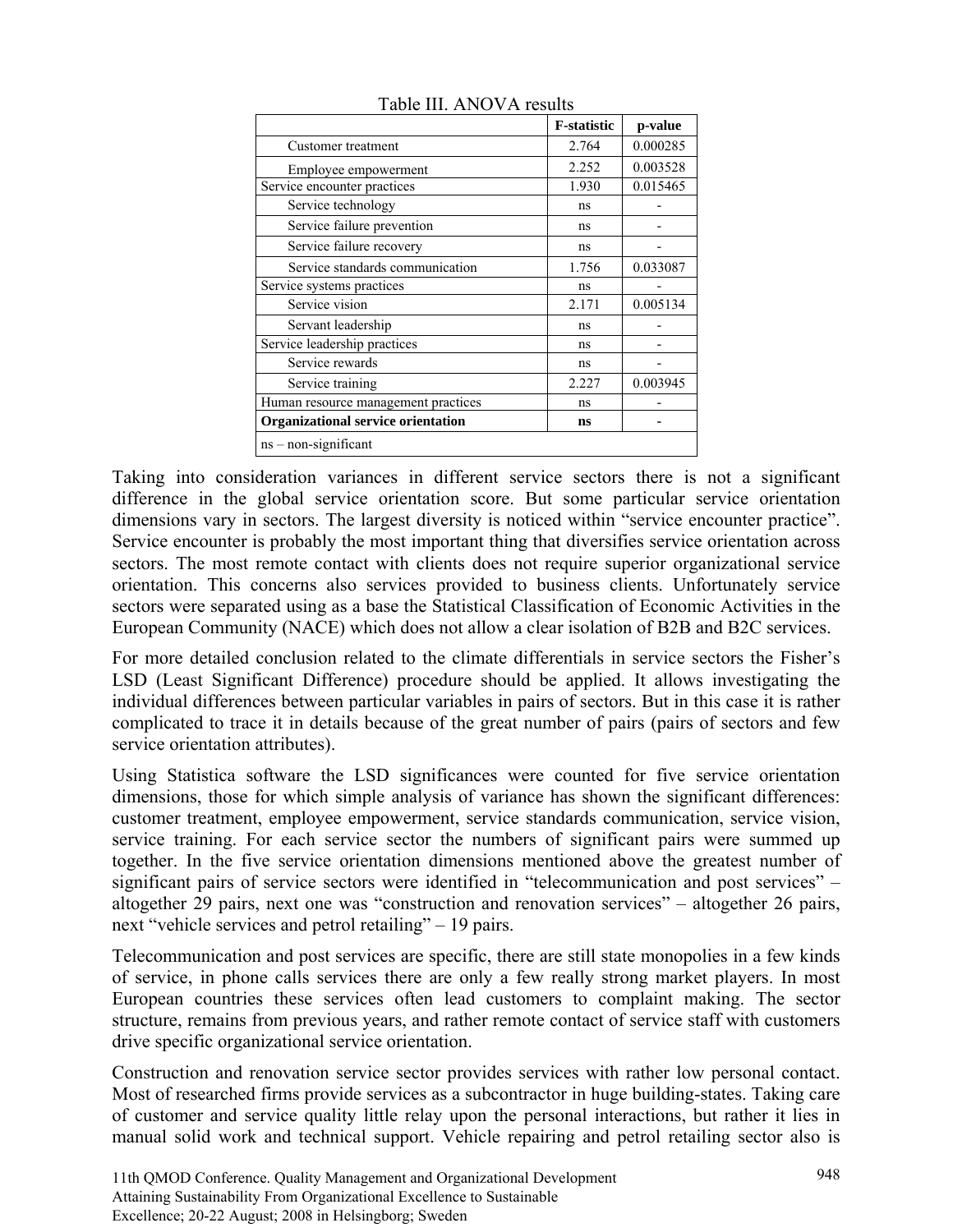Table III. ANOVA results

| | F-statistic | p-value |
|---|---|---|
| Customer treatment | 2.764 | 0.000285 |
| Employee empowerment | 2.252 | 0.003528 |
| Service encounter practices | 1.930 | 0.015465 |
| Service technology | ns | - |
| Service failure prevention | ns | - |
| Service failure recovery | ns | - |
| Service standards communication | 1.756 | 0.033087 |
| Service systems practices | ns | - |
| Service vision | 2.171 | 0.005134 |
| Servant leadership | ns | - |
| Service leadership practices | ns | - |
| Service rewards | ns | - |
| Service training | 2.227 | 0.003945 |
| Human resource management practices | ns | - |
| **Organizational service orientation** | **ns** | **-** |
| ns – non-significant | | |

Taking into consideration variances in different service sectors there is not a significant difference in the global service orientation score. But some particular service orientation dimensions vary in sectors. The largest diversity is noticed within "service encounter practice". Service encounter is probably the most important thing that diversifies service orientation across sectors. The most remote contact with clients does not require superior organizational service orientation. This concerns also services provided to business clients. Unfortunately service sectors were separated using as a base the Statistical Classification of Economic Activities in the European Community (NACE) which does not allow a clear isolation of B2B and B2C services.

For more detailed conclusion related to the climate differentials in service sectors the Fisher's LSD (Least Significant Difference) procedure should be applied. It allows investigating the individual differences between particular variables in pairs of sectors. But in this case it is rather complicated to trace it in details because of the great number of pairs (pairs of sectors and few service orientation attributes).

Using Statistica software the LSD significances were counted for five service orientation dimensions, those for which simple analysis of variance has shown the significant differences: customer treatment, employee empowerment, service standards communication, service vision, service training. For each service sector the numbers of significant pairs were summed up together. In the five service orientation dimensions mentioned above the greatest number of significant pairs of service sectors were identified in "telecommunication and post services" – altogether 29 pairs, next one was "construction and renovation services" – altogether 26 pairs, next "vehicle services and petrol retailing" – 19 pairs.

Telecommunication and post services are specific, there are still state monopolies in a few kinds of service, in phone calls services there are only a few really strong market players. In most European countries these services often lead customers to complaint making. The sector structure, remains from previous years, and rather remote contact of service staff with customers drive specific organizational service orientation.

Construction and renovation service sector provides services with rather low personal contact. Most of researched firms provide services as a subcontractor in huge building-states. Taking care of customer and service quality little relay upon the personal interactions, but rather it lies in manual solid work and technical support. Vehicle repairing and petrol retailing sector also is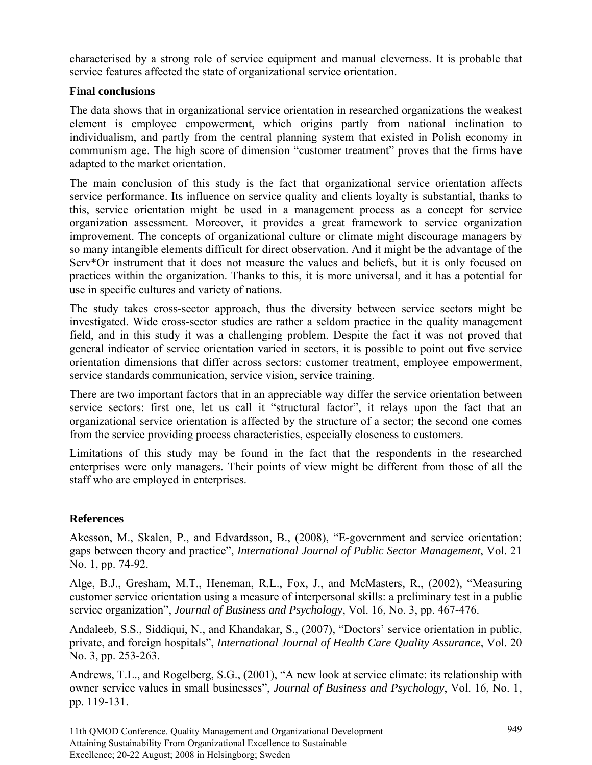characterised by a strong role of service equipment and manual cleverness. It is probable that service features affected the state of organizational service orientation.

**Final conclusions**

The data shows that in organizational service orientation in researched organizations the weakest element is employee empowerment, which origins partly from national inclination to individualism, and partly from the central planning system that existed in Polish economy in communism age. The high score of dimension "customer treatment" proves that the firms have adapted to the market orientation.

The main conclusion of this study is the fact that organizational service orientation affects service performance. Its influence on service quality and clients loyalty is substantial, thanks to this, service orientation might be used in a management process as a concept for service organization assessment. Moreover, it provides a great framework to service organization improvement. The concepts of organizational culture or climate might discourage managers by so many intangible elements difficult for direct observation. And it might be the advantage of the Serv*Or instrument that it does not measure the values and beliefs, but it is only focused on practices within the organization. Thanks to this, it is more universal, and it has a potential for use in specific cultures and variety of nations.

The study takes cross-sector approach, thus the diversity between service sectors might be investigated. Wide cross-sector studies are rather a seldom practice in the quality management field, and in this study it was a challenging problem. Despite the fact it was not proved that general indicator of service orientation varied in sectors, it is possible to point out five service orientation dimensions that differ across sectors: customer treatment, employee empowerment, service standards communication, service vision, service training.

There are two important factors that in an appreciable way differ the service orientation between service sectors: first one, let us call it "structural factor", it relays upon the fact that an organizational service orientation is affected by the structure of a sector; the second one comes from the service providing process characteristics, especially closeness to customers.

Limitations of this study may be found in the fact that the respondents in the researched enterprises were only managers. Their points of view might be different from those of all the staff who are employed in enterprises.

## References

Akesson, M., Skalen, P., and Edvardsson, B., (2008), "E-government and service orientation: gaps between theory and practice", *International Journal of Public Sector Management*, Vol. 21 No. 1, pp. 74-92.

Alge, B.J., Gresham, M.T., Heneman, R.L., Fox, J., and McMasters, R., (2002), "Measuring customer service orientation using a measure of interpersonal skills: a preliminary test in a public service organization", *Journal of Business and Psychology*, Vol. 16, No. 3, pp. 467-476.

Andaleeb, S.S., Siddiqui, N., and Khandakar, S., (2007), "Doctors' service orientation in public, private, and foreign hospitals", *International Journal of Health Care Quality Assurance*, Vol. 20 No. 3, pp. 253-263.

Andrews, T.L., and Rogelberg, S.G., (2001), "A new look at service climate: its relationship with owner service values in small businesses", *Journal of Business and Psychology*, Vol. 16, No. 1, pp. 119-131.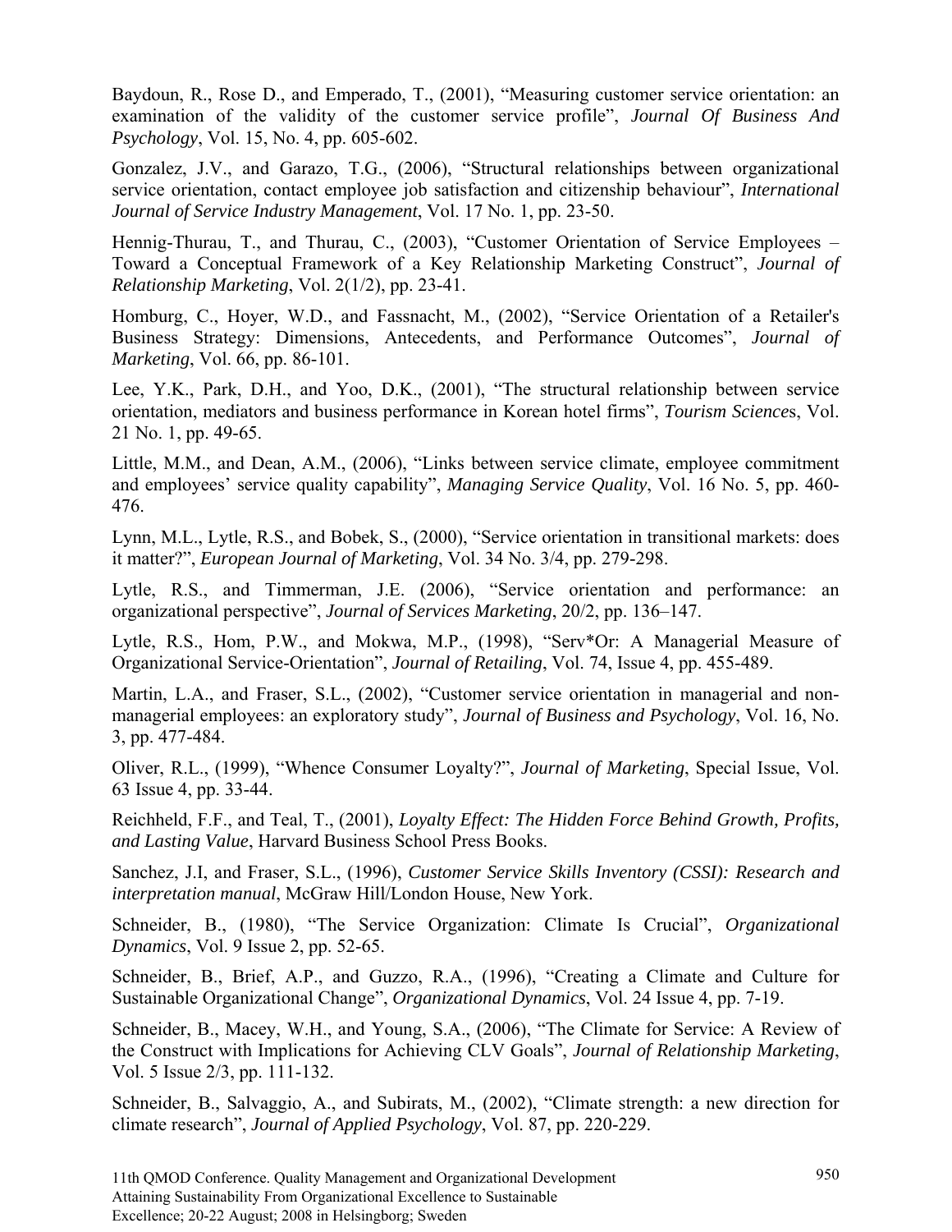Baydoun, R., Rose D., and Emperado, T., (2001), "Measuring customer service orientation: an examination of the validity of the customer service profile", *Journal Of Business And Psychology*, Vol. 15, No. 4, pp. 605-602.

Gonzalez, J.V., and Garazo, T.G., (2006), "Structural relationships between organizational service orientation, contact employee job satisfaction and citizenship behaviour", *International Journal of Service Industry Management*, Vol. 17 No. 1, pp. 23-50.

Hennig-Thurau, T., and Thurau, C., (2003), "Customer Orientation of Service Employees – Toward a Conceptual Framework of a Key Relationship Marketing Construct", *Journal of Relationship Marketing*, Vol. 2(1/2), pp. 23-41.

Homburg, C., Hoyer, W.D., and Fassnacht, M., (2002), "Service Orientation of a Retailer's Business Strategy: Dimensions, Antecedents, and Performance Outcomes", *Journal of Marketing*, Vol. 66, pp. 86-101.

Lee, Y.K., Park, D.H., and Yoo, D.K., (2001), "The structural relationship between service orientation, mediators and business performance in Korean hotel firms", *Tourism Sciences*, Vol. 21 No. 1, pp. 49-65.

Little, M.M., and Dean, A.M., (2006), "Links between service climate, employee commitment and employees' service quality capability", *Managing Service Quality*, Vol. 16 No. 5, pp. 460-476.

Lynn, M.L., Lytle, R.S., and Bobek, S., (2000), "Service orientation in transitional markets: does it matter?", *European Journal of Marketing*, Vol. 34 No. 3/4, pp. 279-298.

Lytle, R.S., and Timmerman, J.E. (2006), "Service orientation and performance: an organizational perspective", *Journal of Services Marketing*, 20/2, pp. 136–147.

Lytle, R.S., Hom, P.W., and Mokwa, M.P., (1998), "Serv*Or: A Managerial Measure of Organizational Service-Orientation", *Journal of Retailing*, Vol. 74, Issue 4, pp. 455-489.

Martin, L.A., and Fraser, S.L., (2002), "Customer service orientation in managerial and non-managerial employees: an exploratory study", *Journal of Business and Psychology*, Vol. 16, No. 3, pp. 477-484.

Oliver, R.L., (1999), "Whence Consumer Loyalty?", *Journal of Marketing*, Special Issue, Vol. 63 Issue 4, pp. 33-44.

Reichheld, F.F., and Teal, T., (2001), *Loyalty Effect: The Hidden Force Behind Growth, Profits, and Lasting Value*, Harvard Business School Press Books.

Sanchez, J.I, and Fraser, S.L., (1996), *Customer Service Skills Inventory (CSSI): Research and interpretation manual*, McGraw Hill/London House, New York.

Schneider, B., (1980), "The Service Organization: Climate Is Crucial", *Organizational Dynamics*, Vol. 9 Issue 2, pp. 52-65.

Schneider, B., Brief, A.P., and Guzzo, R.A., (1996), "Creating a Climate and Culture for Sustainable Organizational Change", *Organizational Dynamics*, Vol. 24 Issue 4, pp. 7-19.

Schneider, B., Macey, W.H., and Young, S.A., (2006), "The Climate for Service: A Review of the Construct with Implications for Achieving CLV Goals", *Journal of Relationship Marketing*, Vol. 5 Issue 2/3, pp. 111-132.

Schneider, B., Salvaggio, A., and Subirats, M., (2002), "Climate strength: a new direction for climate research", *Journal of Applied Psychology*, Vol. 87, pp. 220-229.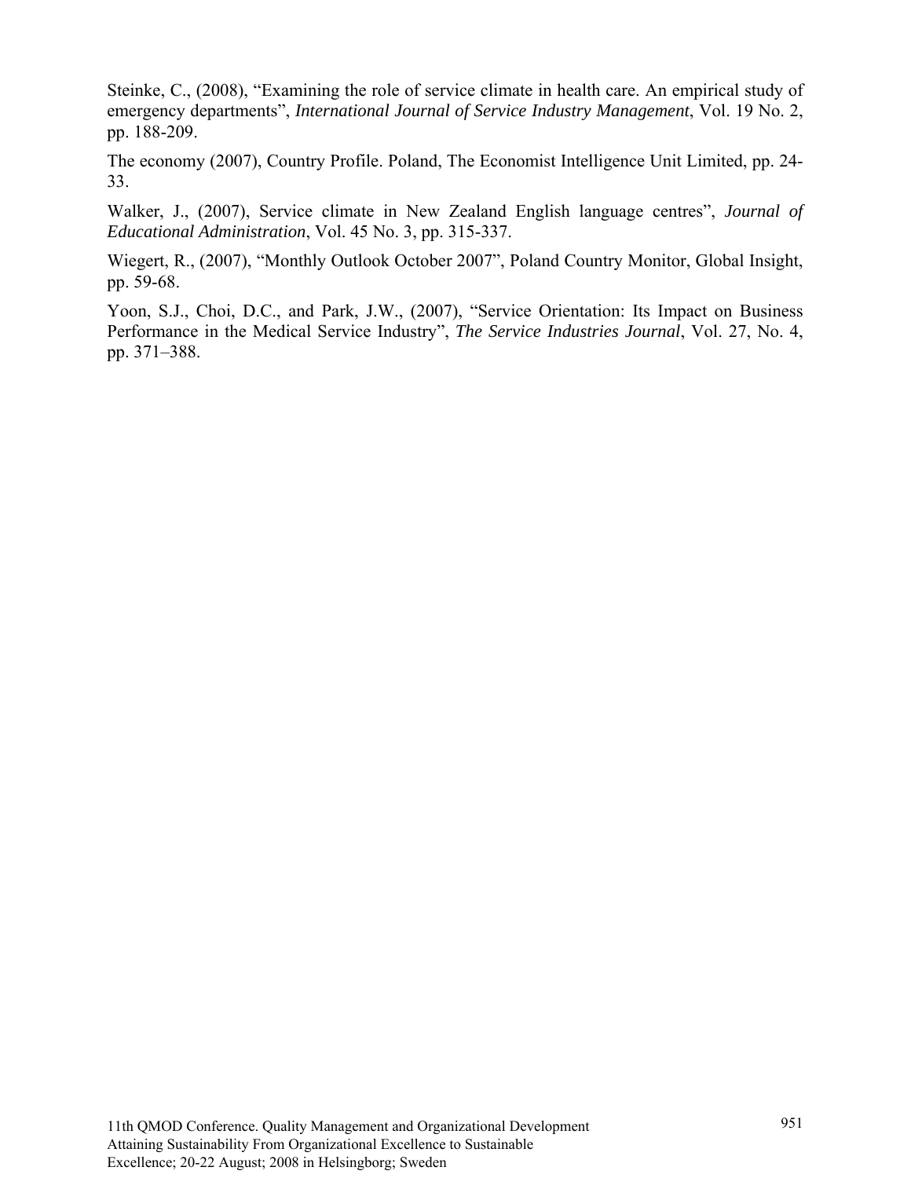Steinke, C., (2008), "Examining the role of service climate in health care. An empirical study of emergency departments", *International Journal of Service Industry Management*, Vol. 19 No. 2, pp. 188-209.

The economy (2007), Country Profile. Poland, The Economist Intelligence Unit Limited, pp. 24-33.

Walker, J., (2007), Service climate in New Zealand English language centres", *Journal of Educational Administration*, Vol. 45 No. 3, pp. 315-337.

Wiegert, R., (2007), "Monthly Outlook October 2007", Poland Country Monitor, Global Insight, pp. 59-68.

Yoon, S.J., Choi, D.C., and Park, J.W., (2007), "Service Orientation: Its Impact on Business Performance in the Medical Service Industry", *The Service Industries Journal*, Vol. 27, No. 4, pp. 371–388.